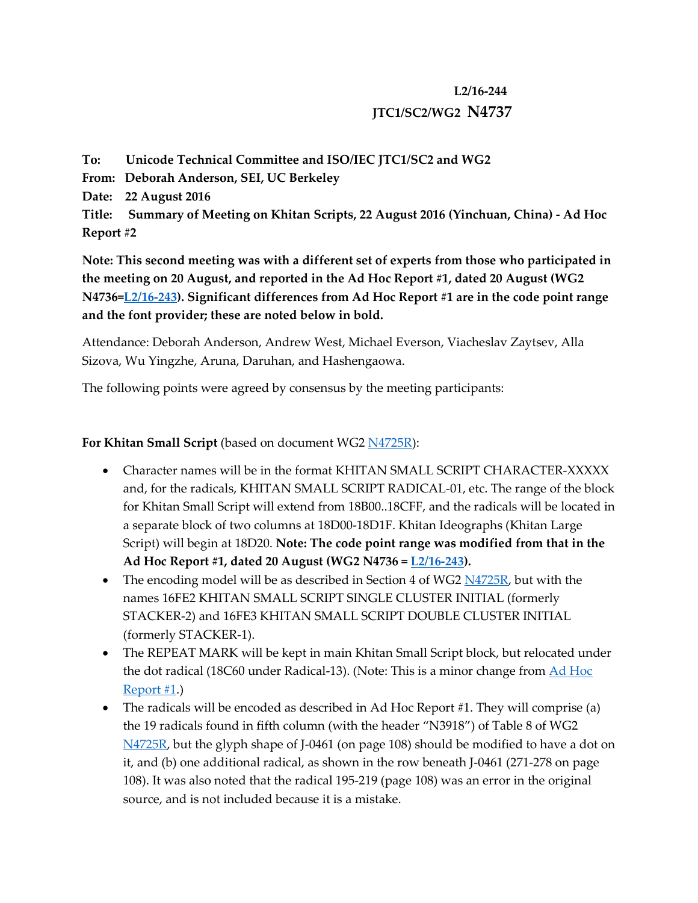**L2/16-244**

**JTC1/SC2/WG2 N4737**

**To:** **Unicode Technical Committee and ISO/IEC JTC1/SC2 and WG2**

**From:** **Deborah Anderson, SEI, UC Berkeley**

**Date:** **22 August 2016**

**Title:** **Summary of Meeting on Khitan Scripts, 22 August 2016 (Yinchuan, China) - Ad Hoc Report #2**

**Note: This second meeting was with a different set of experts from those who participated in the meeting on 20 August, and reported in the Ad Hoc Report #1, dated 20 August (WG2 N4736=L2/16-243). Significant differences from Ad Hoc Report #1 are in the code point range and the font provider; these are noted below in bold.**

Attendance: Deborah Anderson, Andrew West, Michael Everson, Viacheslav Zaytsev, Alla Sizova, Wu Yingzhe, Aruna, Daruhan, and Hashengaowa.

The following points were agreed by consensus by the meeting participants:

**For Khitan Small Script** (based on document WG2 N4725R):

- Character names will be in the format KHITAN SMALL SCRIPT CHARACTER-XXXXX and, for the radicals, KHITAN SMALL SCRIPT RADICAL-01, etc. The range of the block for Khitan Small Script will extend from 18B00..18CFF, and the radicals will be located in a separate block of two columns at 18D00-18D1F. Khitan Ideographs (Khitan Large Script) will begin at 18D20. **Note: The code point range was modified from that in the Ad Hoc Report #1, dated 20 August (WG2 N4736 = L2/16-243).**
- The encoding model will be as described in Section 4 of WG2 N4725R, but with the names 16FE2 KHITAN SMALL SCRIPT SINGLE CLUSTER INITIAL (formerly STACKER-2) and 16FE3 KHITAN SMALL SCRIPT DOUBLE CLUSTER INITIAL (formerly STACKER-1).
- The REPEAT MARK will be kept in main Khitan Small Script block, but relocated under the dot radical (18C60 under Radical-13). (Note: This is a minor change from Ad Hoc Report #1.)
- The radicals will be encoded as described in Ad Hoc Report #1. They will comprise (a) the 19 radicals found in fifth column (with the header "N3918") of Table 8 of WG2 N4725R, but the glyph shape of J-0461 (on page 108) should be modified to have a dot on it, and (b) one additional radical, as shown in the row beneath J-0461 (271-278 on page 108). It was also noted that the radical 195-219 (page 108) was an error in the original source, and is not included because it is a mistake.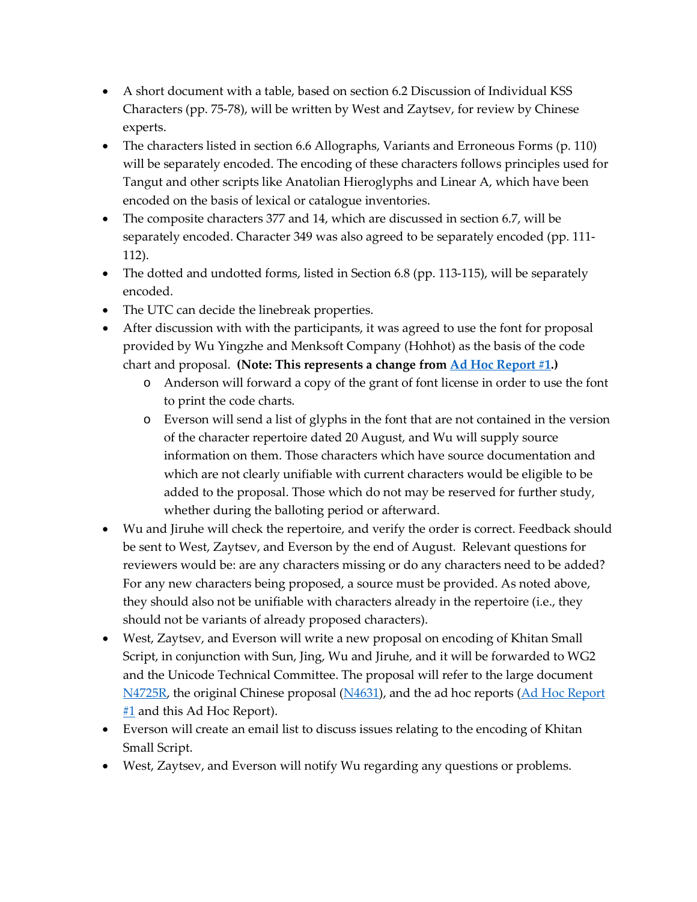- A short document with a table, based on section 6.2 Discussion of Individual KSS Characters (pp. 75-78), will be written by West and Zaytsev, for review by Chinese experts.
- The characters listed in section 6.6 Allographs, Variants and Erroneous Forms (p. 110) will be separately encoded. The encoding of these characters follows principles used for Tangut and other scripts like Anatolian Hieroglyphs and Linear A, which have been encoded on the basis of lexical or catalogue inventories.
- The composite characters 377 and 14, which are discussed in section 6.7, will be separately encoded. Character 349 was also agreed to be separately encoded (pp. 111-112).
- The dotted and undotted forms, listed in Section 6.8 (pp. 113-115), will be separately encoded.
- The UTC can decide the linebreak properties.
- After discussion with with the participants, it was agreed to use the font for proposal provided by Wu Yingzhe and Menksoft Company (Hohhot) as the basis of the code chart and proposal. **(Note: This represents a change from [Ad Hoc Report #1](#).)**
  - Anderson will forward a copy of the grant of font license in order to use the font to print the code charts.
  - Everson will send a list of glyphs in the font that are not contained in the version of the character repertoire dated 20 August, and Wu will supply source information on them. Those characters which have source documentation and which are not clearly unifiable with current characters would be eligible to be added to the proposal. Those which do not may be reserved for further study, whether during the balloting period or afterward.
- Wu and Jiruhe will check the repertoire, and verify the order is correct. Feedback should be sent to West, Zaytsev, and Everson by the end of August. Relevant questions for reviewers would be: are any characters missing or do any characters need to be added? For any new characters being proposed, a source must be provided. As noted above, they should also not be unifiable with characters already in the repertoire (i.e., they should not be variants of already proposed characters).
- West, Zaytsev, and Everson will write a new proposal on encoding of Khitan Small Script, in conjunction with Sun, Jing, Wu and Jiruhe, and it will be forwarded to WG2 and the Unicode Technical Committee. The proposal will refer to the large document [N4725R](#), the original Chinese proposal ([N4631](#)), and the ad hoc reports ([Ad Hoc Report #1](#) and this Ad Hoc Report).
- Everson will create an email list to discuss issues relating to the encoding of Khitan Small Script.
- West, Zaytsev, and Everson will notify Wu regarding any questions or problems.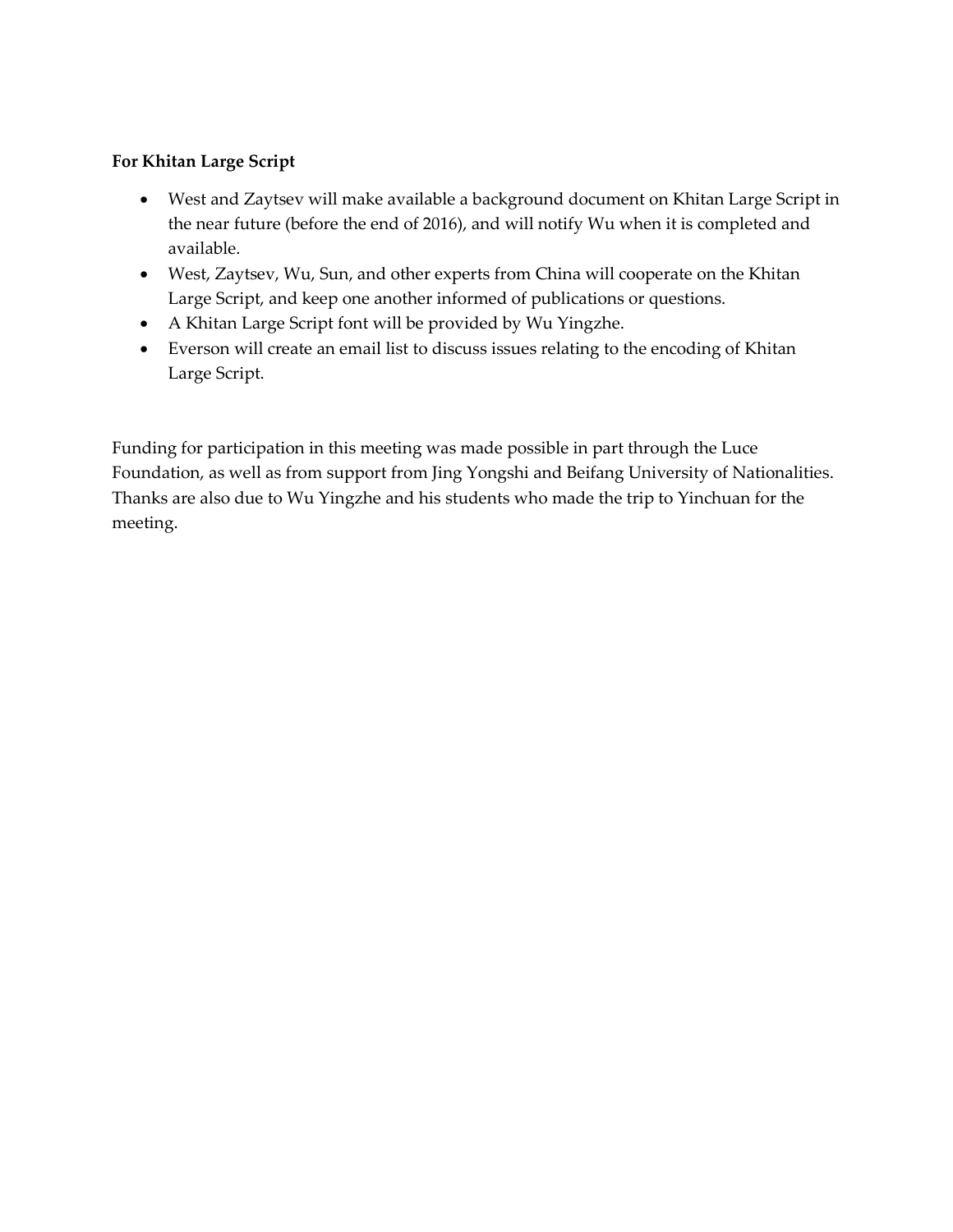**For Khitan Large Script**

- West and Zaytsev will make available a background document on Khitan Large Script in the near future (before the end of 2016), and will notify Wu when it is completed and available.
- West, Zaytsev, Wu, Sun, and other experts from China will cooperate on the Khitan Large Script, and keep one another informed of publications or questions.
- A Khitan Large Script font will be provided by Wu Yingzhe.
- Everson will create an email list to discuss issues relating to the encoding of Khitan Large Script.

Funding for participation in this meeting was made possible in part through the Luce Foundation, as well as from support from Jing Yongshi and Beifang University of Nationalities. Thanks are also due to Wu Yingzhe and his students who made the trip to Yinchuan for the meeting.